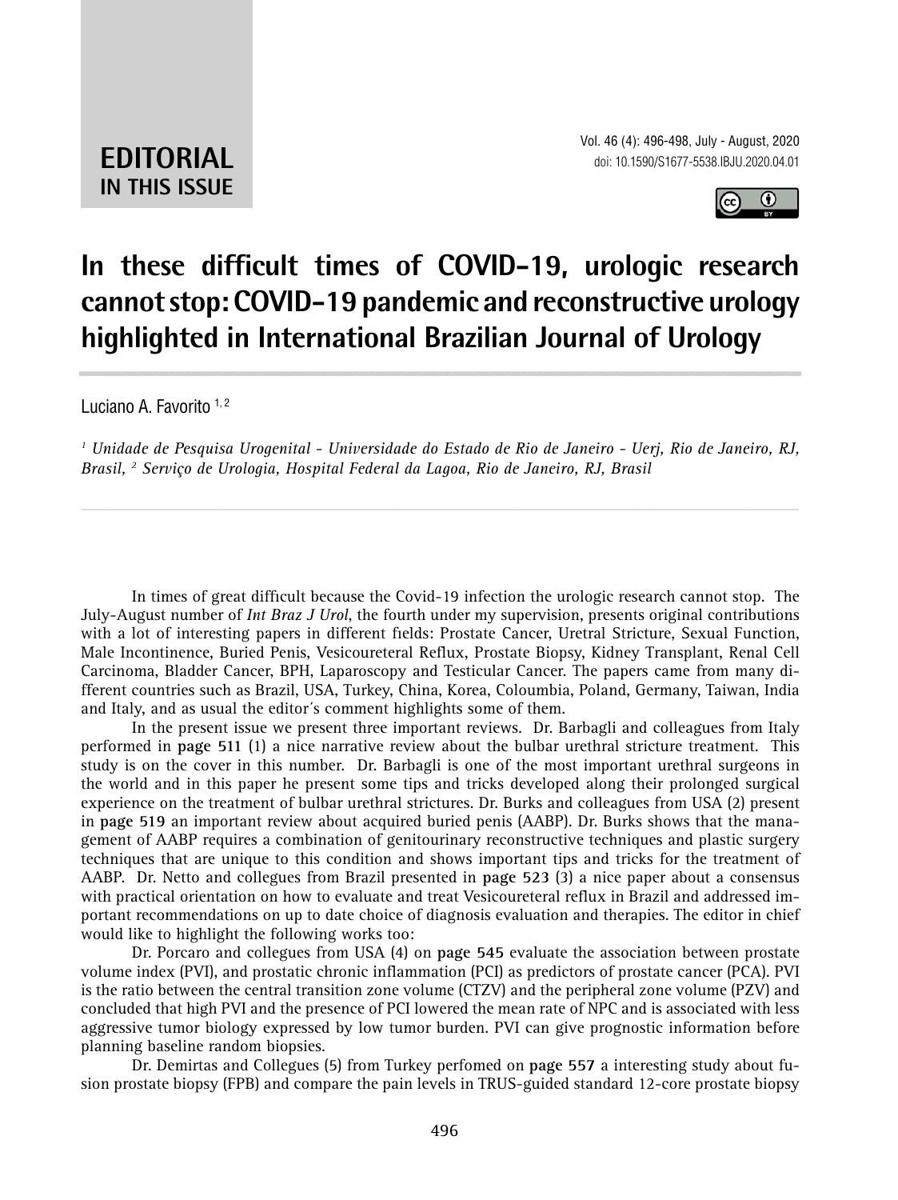**EDITORIAL**
**IN THIS ISSUE**

doi: 10.1590/S1677-5538.IBJU.2020.04.01

# In these difficult times of COVID-19, urologic research cannot stop: COVID-19 pandemic and reconstructive urology highlighted in International Brazilian Journal of Urology

Luciano A. Favorito [1, 2]

*[1] Unidade de Pesquisa Urogenital - Universidade do Estado de Rio de Janeiro - Uerj, Rio de Janeiro, RJ, Brasil, [2] Serviço de Urologia, Hospital Federal da Lagoa, Rio de Janeiro, RJ, Brasil*

---

In times of great difficult because the Covid-19 infection the urologic research cannot stop. The July-August number of *Int Braz J Urol*, the fourth under my supervision, presents original contributions with a lot of interesting papers in different fields: Prostate Cancer, Uretral Stricture, Sexual Function, Male Incontinence, Buried Penis, Vesicoureteral Reflux, Prostate Biopsy, Kidney Transplant, Renal Cell Carcinoma, Bladder Cancer, BPH, Laparoscopy and Testicular Cancer. The papers came from many different countries such as Brazil, USA, Turkey, China, Korea, Coloumbia, Poland, Germany, Taiwan, India and Italy, and as usual the editor´s comment highlights some of them.

In the present issue we present three important reviews. Dr. Barbagli and colleagues from Italy performed in **page 511** (1) a nice narrative review about the bulbar urethral stricture treatment. This study is on the cover in this number. Dr. Barbagli is one of the most important urethral surgeons in the world and in this paper he present some tips and tricks developed along their prolonged surgical experience on the treatment of bulbar urethral strictures. Dr. Burks and colleagues from USA (2) present in **page 519** an important review about acquired buried penis (AABP). Dr. Burks shows that the management of AABP requires a combination of genitourinary reconstructive techniques and plastic surgery techniques that are unique to this condition and shows important tips and tricks for the treatment of AABP. Dr. Netto and collegues from Brazil presented in **page 523** (3) a nice paper about a consensus with practical orientation on how to evaluate and treat Vesicoureteral reflux in Brazil and addressed important recommendations on up to date choice of diagnosis evaluation and therapies. The editor in chief would like to highlight the following works too:

Dr. Porcaro and collegues from USA (4) on **page 545** evaluate the association between prostate volume index (PVI), and prostatic chronic inflammation (PCI) as predictors of prostate cancer (PCA). PVI is the ratio between the central transition zone volume (CTZV) and the peripheral zone volume (PZV) and concluded that high PVI and the presence of PCI lowered the mean rate of NPC and is associated with less aggressive tumor biology expressed by low tumor burden. PVI can give prognostic information before planning baseline random biopsies.

Dr. Demirtas and Collegues (5) from Turkey perfomed on **page 557** a interesting study about fusion prostate biopsy (FPB) and compare the pain levels in TRUS-guided standard 12-core prostate biopsy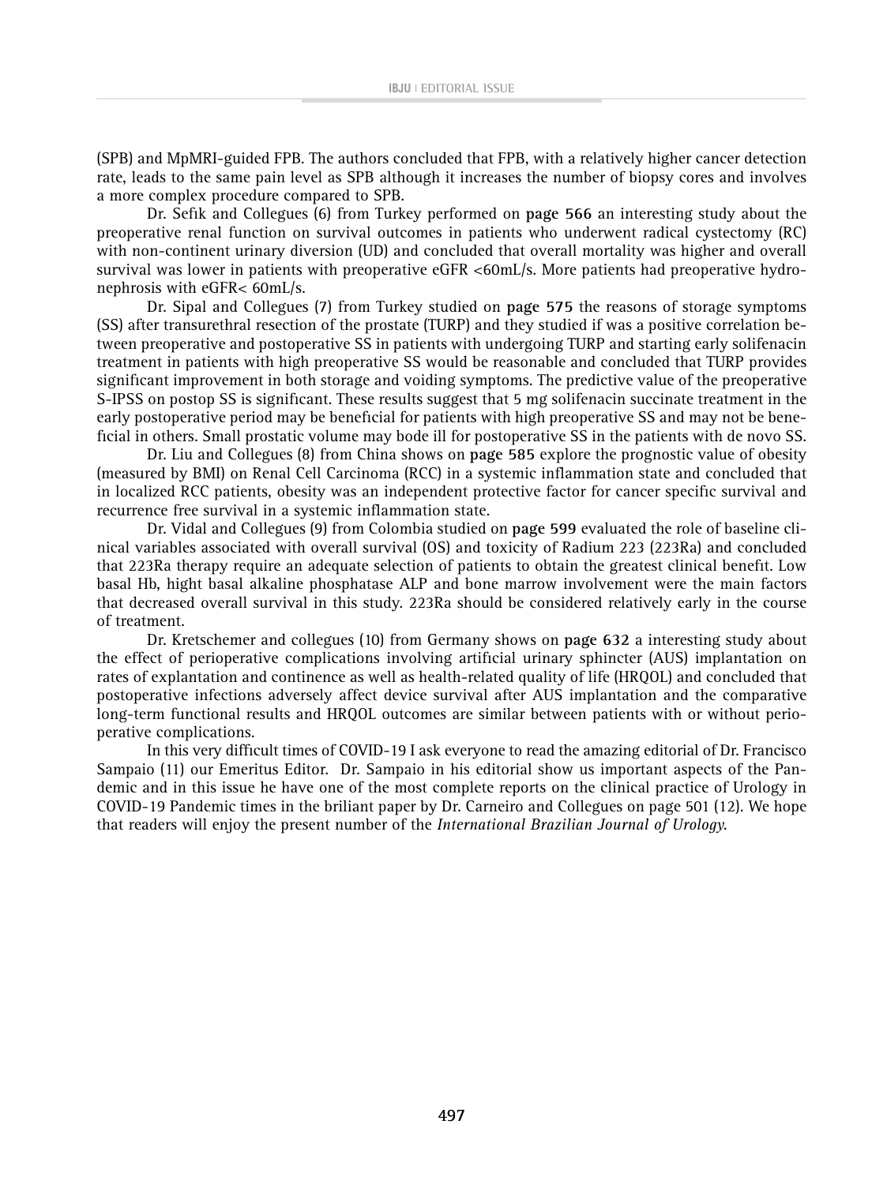(SPB) and MpMRI-guided FPB. The authors concluded that FPB, with a relatively higher cancer detection rate, leads to the same pain level as SPB although it increases the number of biopsy cores and involves a more complex procedure compared to SPB.

Dr. Sefık and Collegues (6) from Turkey performed on **page 566** an interesting study about the preoperative renal function on survival outcomes in patients who underwent radical cystectomy (RC) with non-continent urinary diversion (UD) and concluded that overall mortality was higher and overall survival was lower in patients with preoperative eGFR <60mL/s. More patients had preoperative hydronephrosis with eGFR< 60mL/s.

Dr. Sipal and Collegues (7) from Turkey studied on **page 575** the reasons of storage symptoms (SS) after transurethral resection of the prostate (TURP) and they studied if was a positive correlation between preoperative and postoperative SS in patients with undergoing TURP and starting early solifenacin treatment in patients with high preoperative SS would be reasonable and concluded that TURP provides significant improvement in both storage and voiding symptoms. The predictive value of the preoperative S-IPSS on postop SS is significant. These results suggest that 5 mg solifenacin succinate treatment in the early postoperative period may be beneficial for patients with high preoperative SS and may not be beneficial in others. Small prostatic volume may bode ill for postoperative SS in the patients with de novo SS.

Dr. Liu and Collegues (8) from China shows on **page 585** explore the prognostic value of obesity (measured by BMI) on Renal Cell Carcinoma (RCC) in a systemic inflammation state and concluded that in localized RCC patients, obesity was an independent protective factor for cancer specific survival and recurrence free survival in a systemic inflammation state.

Dr. Vidal and Collegues (9) from Colombia studied on **page 599** evaluated the role of baseline clinical variables associated with overall survival (OS) and toxicity of Radium 223 (223Ra) and concluded that 223Ra therapy require an adequate selection of patients to obtain the greatest clinical benefit. Low basal Hb, hight basal alkaline phosphatase ALP and bone marrow involvement were the main factors that decreased overall survival in this study. 223Ra should be considered relatively early in the course of treatment.

Dr. Kretschemer and collegues (10) from Germany shows on **page 632** a interesting study about the effect of perioperative complications involving artificial urinary sphincter (AUS) implantation on rates of explantation and continence as well as health-related quality of life (HRQOL) and concluded that postoperative infections adversely affect device survival after AUS implantation and the comparative long-term functional results and HRQOL outcomes are similar between patients with or without perioperative complications.

In this very difficult times of COVID-19 I ask everyone to read the amazing editorial of Dr. Francisco Sampaio (11) our Emeritus Editor. Dr. Sampaio in his editorial show us important aspects of the Pandemic and in this issue he have one of the most complete reports on the clinical practice of Urology in COVID-19 Pandemic times in the briliant paper by Dr. Carneiro and Collegues on page 501 (12). We hope that readers will enjoy the present number of the *International Brazilian Journal of Urology*.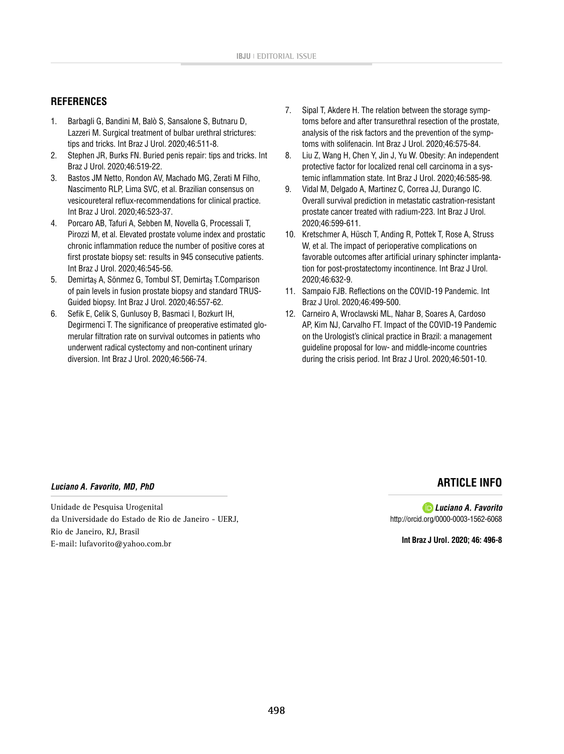## REFERENCES

1. Barbagli G, Bandini M, Balò S, Sansalone S, Butnaru D, Lazzeri M. Surgical treatment of bulbar urethral strictures: tips and tricks. Int Braz J Urol. 2020;46:511-8.
2. Stephen JR, Burks FN. Buried penis repair: tips and tricks. Int Braz J Urol. 2020;46:519-22.
3. Bastos JM Netto, Rondon AV, Machado MG, Zerati M Filho, Nascimento RLP, Lima SVC, et al. Brazilian consensus on vesicoureteral reflux-recommendations for clinical practice. Int Braz J Urol. 2020;46:523-37.
4. Porcaro AB, Tafuri A, Sebben M, Novella G, Processali T, Pirozzi M, et al. Elevated prostate volume index and prostatic chronic inflammation reduce the number of positive cores at first prostate biopsy set: results in 945 consecutive patients. Int Braz J Urol. 2020;46:545-56.
5. Demirtaş A, Sönmez G, Tombul ST, Demirtaş T.Comparison of pain levels in fusion prostate biopsy and standard TRUS-Guided biopsy. Int Braz J Urol. 2020;46:557-62.
6. Sefik E, Celik S, Gunlusoy B, Basmaci I, Bozkurt IH, Degirmenci T. The significance of preoperative estimated glomerular filtration rate on survival outcomes in patients who underwent radical cystectomy and non-continent urinary diversion. Int Braz J Urol. 2020;46:566-74.
7. Sipal T, Akdere H. The relation between the storage symptoms before and after transurethral resection of the prostate, analysis of the risk factors and the prevention of the symptoms with solifenacin. Int Braz J Urol. 2020;46:575-84.
8. Liu Z, Wang H, Chen Y, Jin J, Yu W. Obesity: An independent protective factor for localized renal cell carcinoma in a systemic inflammation state. Int Braz J Urol. 2020;46:585-98.
9. Vidal M, Delgado A, Martinez C, Correa JJ, Durango IC. Overall survival prediction in metastatic castration-resistant prostate cancer treated with radium-223. Int Braz J Urol. 2020;46:599-611.
10. Kretschmer A, Hüsch T, Anding R, Pottek T, Rose A, Struss W, et al. The impact of perioperative complications on favorable outcomes after artificial urinary sphincter implantation for post-prostatectomy incontinence. Int Braz J Urol. 2020;46:632-9.
11. Sampaio FJB. Reflections on the COVID-19 Pandemic. Int Braz J Urol. 2020;46:499-500.
12. Carneiro A, Wroclawski ML, Nahar B, Soares A, Cardoso AP, Kim NJ, Carvalho FT. Impact of the COVID-19 Pandemic on the Urologist's clinical practice in Brazil: a management guideline proposal for low- and middle-income countries during the crisis period. Int Braz J Urol. 2020;46:501-10.

***Luciano A. Favorito, MD, PhD***

Unidade de Pesquisa Urogenital
da Universidade do Estado de Rio de Janeiro - UERJ,
Rio de Janeiro, RJ, Brasil
E-mail: lufavorito@yahoo.com.br

## ARTICLE INFO

***Luciano A. Favorito***
http://orcid.org/0000-0003-1562-6068

**Int Braz J Urol. 2020; 46: 496-8**